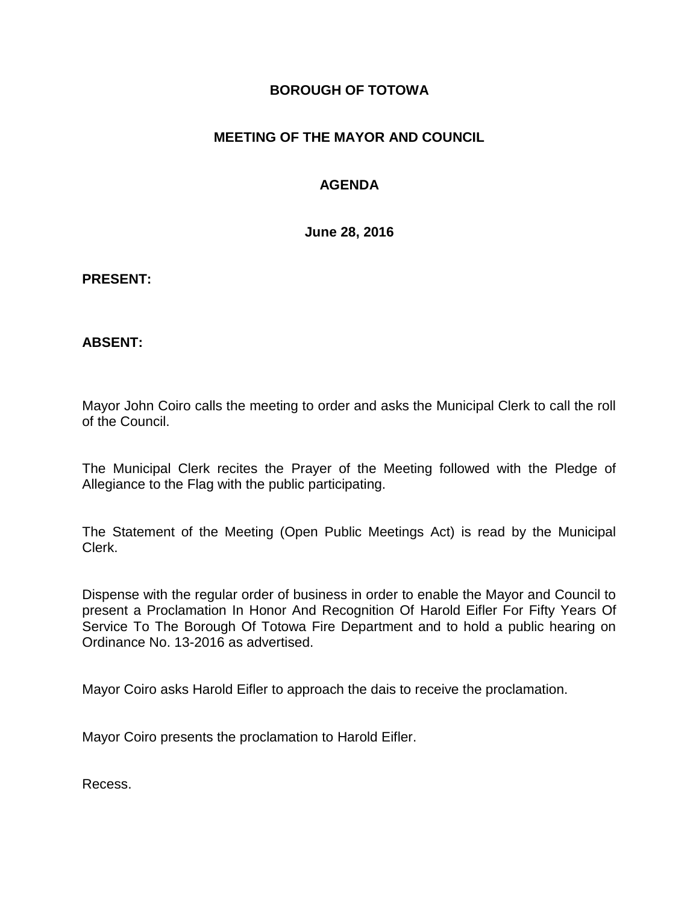# BOROUGH OF TOTOWA

## MEETING OF THE MAYOR AND COUNCIL

## AGENDA

**June 28, 2016**

**PRESENT:**

**ABSENT:**

Mayor John Coiro calls the meeting to order and asks the Municipal Clerk to call the roll of the Council.

The Municipal Clerk recites the Prayer of the Meeting followed with the Pledge of Allegiance to the Flag with the public participating.

The Statement of the Meeting (Open Public Meetings Act) is read by the Municipal Clerk.

Dispense with the regular order of business in order to enable the Mayor and Council to present a Proclamation In Honor And Recognition Of Harold Eifler For Fifty Years Of Service To The Borough Of Totowa Fire Department and to hold a public hearing on Ordinance No. 13-2016 as advertised.

Mayor Coiro asks Harold Eifler to approach the dais to receive the proclamation.

Mayor Coiro presents the proclamation to Harold Eifler.

Recess.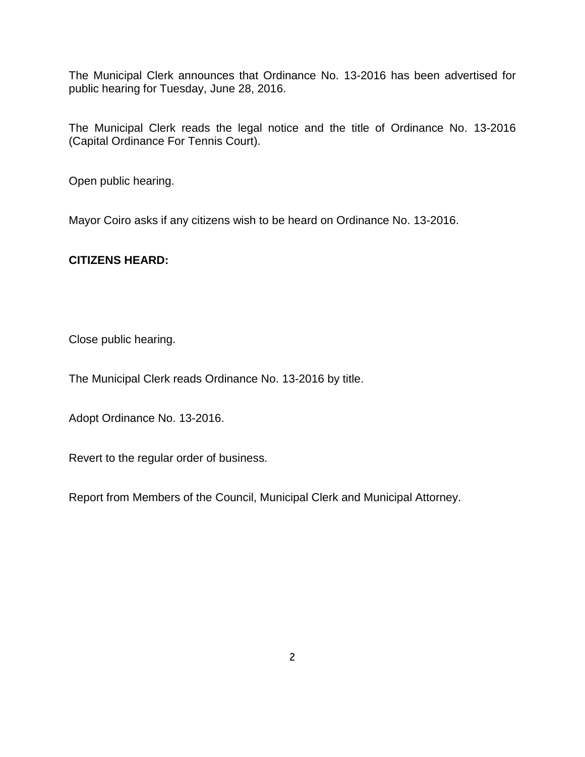The Municipal Clerk announces that Ordinance No. 13-2016 has been advertised for public hearing for Tuesday, June 28, 2016.

The Municipal Clerk reads the legal notice and the title of Ordinance No. 13-2016 (Capital Ordinance For Tennis Court).

Open public hearing.

Mayor Coiro asks if any citizens wish to be heard on Ordinance No. 13-2016.

**CITIZENS HEARD:**

Close public hearing.

The Municipal Clerk reads Ordinance No. 13-2016 by title.

Adopt Ordinance No. 13-2016.

Revert to the regular order of business.

Report from Members of the Council, Municipal Clerk and Municipal Attorney.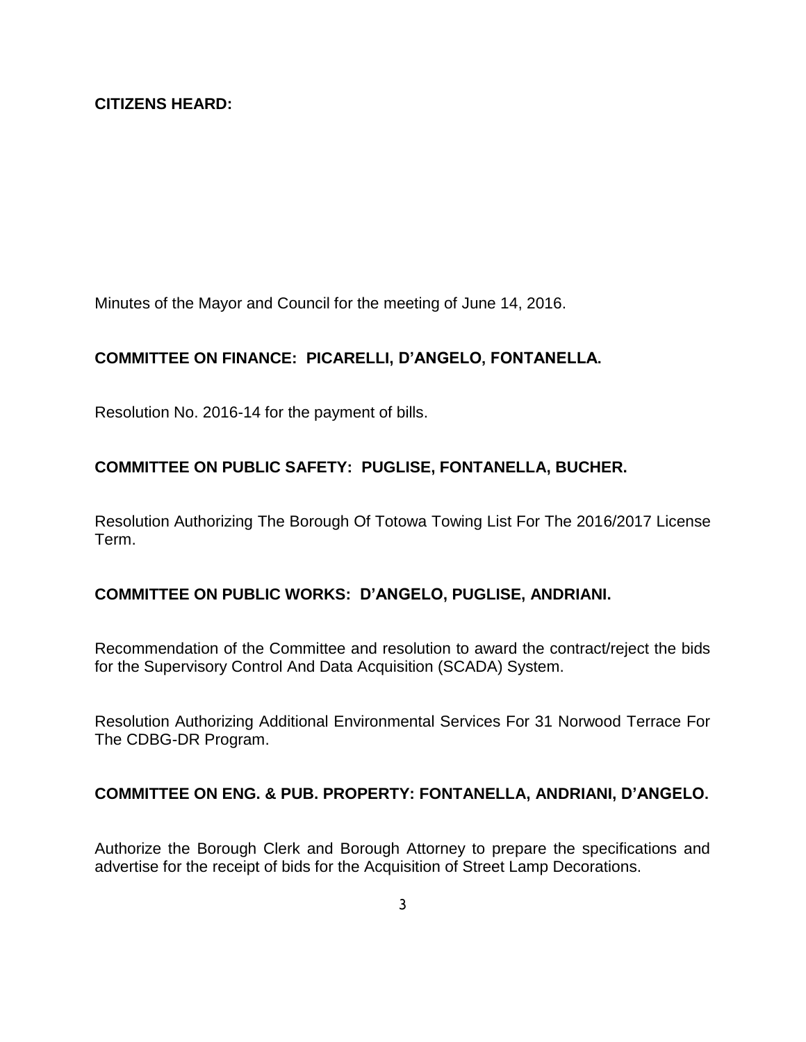**CITIZENS HEARD:**

Minutes of the Mayor and Council for the meeting of June 14, 2016.

**COMMITTEE ON FINANCE: PICARELLI, D'ANGELO, FONTANELLA.**

Resolution No. 2016-14 for the payment of bills.

**COMMITTEE ON PUBLIC SAFETY: PUGLISE, FONTANELLA, BUCHER.**

Resolution Authorizing The Borough Of Totowa Towing List For The 2016/2017 License Term.

**COMMITTEE ON PUBLIC WORKS: D'ANGELO, PUGLISE, ANDRIANI.**

Recommendation of the Committee and resolution to award the contract/reject the bids for the Supervisory Control And Data Acquisition (SCADA) System.

Resolution Authorizing Additional Environmental Services For 31 Norwood Terrace For The CDBG-DR Program.

**COMMITTEE ON ENG. & PUB. PROPERTY: FONTANELLA, ANDRIANI, D'ANGELO.**

Authorize the Borough Clerk and Borough Attorney to prepare the specifications and advertise for the receipt of bids for the Acquisition of Street Lamp Decorations.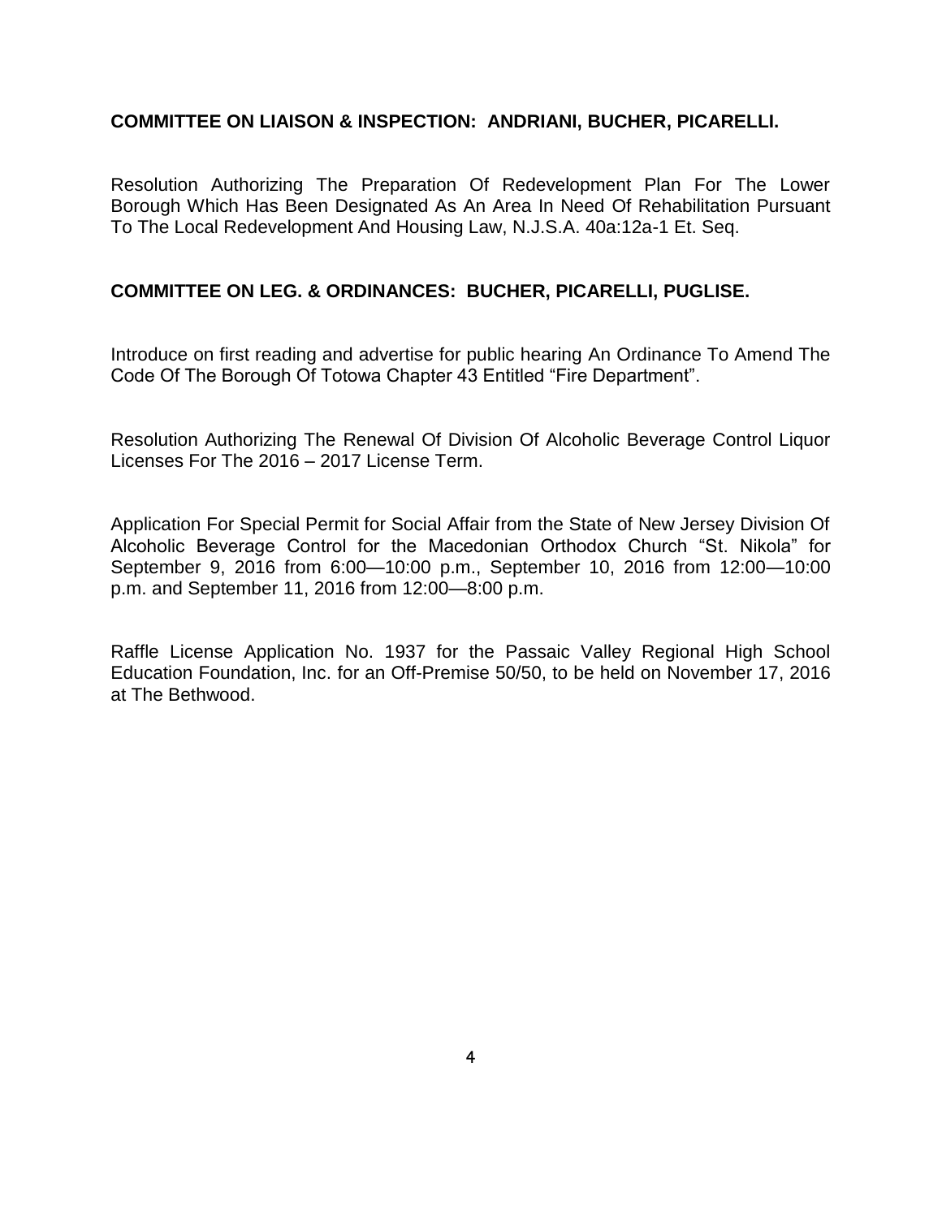**COMMITTEE ON LIAISON & INSPECTION: ANDRIANI, BUCHER, PICARELLI.**

Resolution Authorizing The Preparation Of Redevelopment Plan For The Lower Borough Which Has Been Designated As An Area In Need Of Rehabilitation Pursuant To The Local Redevelopment And Housing Law, N.J.S.A. 40a:12a-1 Et. Seq.

**COMMITTEE ON LEG. & ORDINANCES: BUCHER, PICARELLI, PUGLISE.**

Introduce on first reading and advertise for public hearing An Ordinance To Amend The Code Of The Borough Of Totowa Chapter 43 Entitled "Fire Department".

Resolution Authorizing The Renewal Of Division Of Alcoholic Beverage Control Liquor Licenses For The 2016 – 2017 License Term.

Application For Special Permit for Social Affair from the State of New Jersey Division Of Alcoholic Beverage Control for the Macedonian Orthodox Church "St. Nikola" for September 9, 2016 from 6:00—10:00 p.m., September 10, 2016 from 12:00—10:00 p.m. and September 11, 2016 from 12:00—8:00 p.m.

Raffle License Application No. 1937 for the Passaic Valley Regional High School Education Foundation, Inc. for an Off-Premise 50/50, to be held on November 17, 2016 at The Bethwood.